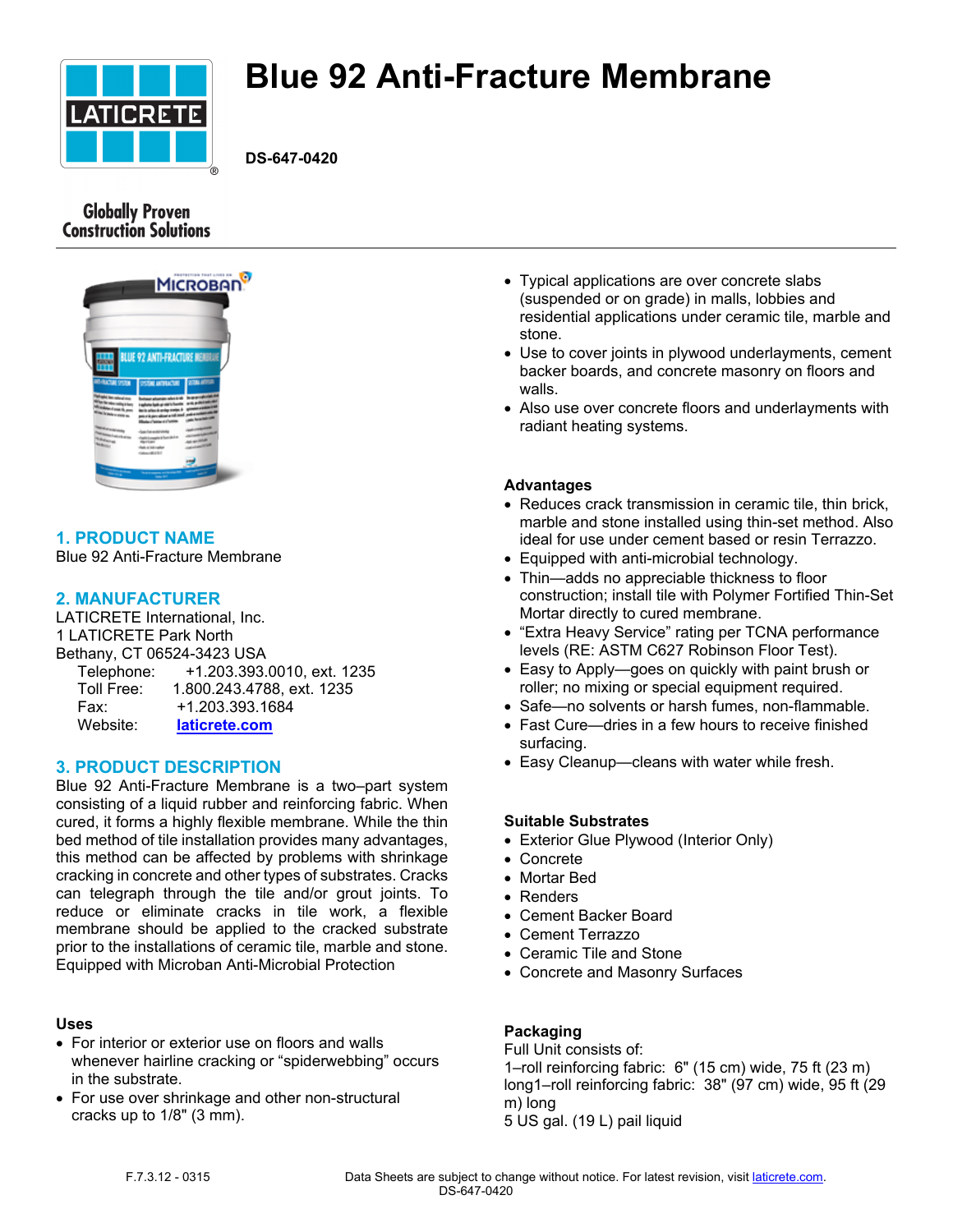# Blue 92 Anti-Fracture Membrane

**DS-647-0420**

Globally Proven Construction Solutions

## 1. PRODUCT NAME

Blue 92 Anti-Fracture Membrane

## 2. MANUFACTURER

LATICRETE International, Inc.
1 LATICRETE Park North
Bethany, CT 06524-3423 USA

Telephone: +1.203.393.0010, ext. 1235
Toll Free: 1.800.243.4788, ext. 1235
Fax: +1.203.393.1684
Website: laticrete.com

## 3. PRODUCT DESCRIPTION

Blue 92 Anti-Fracture Membrane is a two–part system consisting of a liquid rubber and reinforcing fabric. When cured, it forms a highly flexible membrane. While the thin bed method of tile installation provides many advantages, this method can be affected by problems with shrinkage cracking in concrete and other types of substrates. Cracks can telegraph through the tile and/or grout joints. To reduce or eliminate cracks in tile work, a flexible membrane should be applied to the cracked substrate prior to the installations of ceramic tile, marble and stone. Equipped with Microban Anti-Microbial Protection

### Uses

- For interior or exterior use on floors and walls whenever hairline cracking or "spiderwebbing" occurs in the substrate.
- For use over shrinkage and other non-structural cracks up to 1/8" (3 mm).
- Typical applications are over concrete slabs (suspended or on grade) in malls, lobbies and residential applications under ceramic tile, marble and stone.
- Use to cover joints in plywood underlayments, cement backer boards, and concrete masonry on floors and walls.
- Also use over concrete floors and underlayments with radiant heating systems.

### Advantages

- Reduces crack transmission in ceramic tile, thin brick, marble and stone installed using thin-set method. Also ideal for use under cement based or resin Terrazzo.
- Equipped with anti-microbial technology.
- Thin—adds no appreciable thickness to floor construction; install tile with Polymer Fortified Thin-Set Mortar directly to cured membrane.
- "Extra Heavy Service" rating per TCNA performance levels (RE: ASTM C627 Robinson Floor Test).
- Easy to Apply—goes on quickly with paint brush or roller; no mixing or special equipment required.
- Safe—no solvents or harsh fumes, non-flammable.
- Fast Cure—dries in a few hours to receive finished surfacing.
- Easy Cleanup—cleans with water while fresh.

### Suitable Substrates

- Exterior Glue Plywood (Interior Only)
- Concrete
- Mortar Bed
- Renders
- Cement Backer Board
- Cement Terrazzo
- Ceramic Tile and Stone
- Concrete and Masonry Surfaces

### Packaging

Full Unit consists of:
1–roll reinforcing fabric: 6" (15 cm) wide, 75 ft (23 m) long
1–roll reinforcing fabric: 38" (97 cm) wide, 95 ft (29 m) long
5 US gal. (19 L) pail liquid

F.7.3.12 - 0315

Data Sheets are subject to change without notice. For latest revision, visit laticrete.com.
DS-647-0420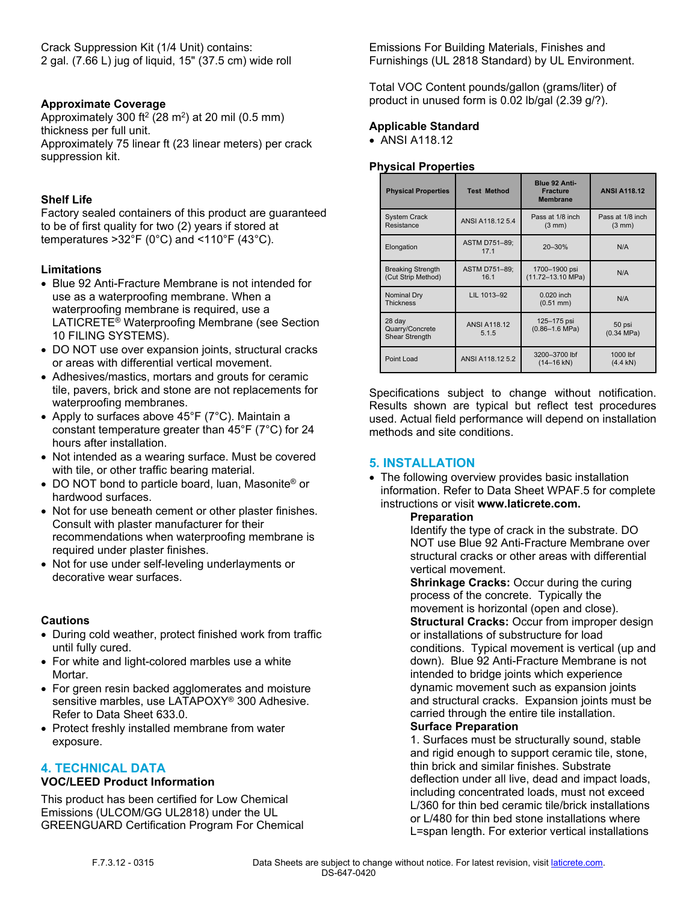Crack Suppression Kit (1/4 Unit) contains:
2 gal. (7.66 L) jug of liquid, 15" (37.5 cm) wide roll

### Approximate Coverage

Approximately 300 ft$^2$ (28 m$^2$) at 20 mil (0.5 mm) thickness per full unit.
Approximately 75 linear ft (23 linear meters) per crack suppression kit.

### Shelf Life

Factory sealed containers of this product are guaranteed to be of first quality for two (2) years if stored at temperatures >32°F (0°C) and <110°F (43°C).

### Limitations

- Blue 92 Anti-Fracture Membrane is not intended for use as a waterproofing membrane. When a waterproofing membrane is required, use a LATICRETE® Waterproofing Membrane (see Section 10 FILING SYSTEMS).
- DO NOT use over expansion joints, structural cracks or areas with differential vertical movement.
- Adhesives/mastics, mortars and grouts for ceramic tile, pavers, brick and stone are not replacements for waterproofing membranes.
- Apply to surfaces above 45°F (7°C). Maintain a constant temperature greater than 45°F (7°C) for 24 hours after installation.
- Not intended as a wearing surface. Must be covered with tile, or other traffic bearing material.
- DO NOT bond to particle board, luan, Masonite® or hardwood surfaces.
- Not for use beneath cement or other plaster finishes. Consult with plaster manufacturer for their recommendations when waterproofing membrane is required under plaster finishes.
- Not for use under self-leveling underlayments or decorative wear surfaces.

### Cautions

- During cold weather, protect finished work from traffic until fully cured.
- For white and light-colored marbles use a white Mortar.
- For green resin backed agglomerates and moisture sensitive marbles, use LATAPOXY® 300 Adhesive. Refer to Data Sheet 633.0.
- Protect freshly installed membrane from water exposure.

## 4. TECHNICAL DATA

### VOC/LEED Product Information

This product has been certified for Low Chemical Emissions (ULCOM/GG UL2818) under the UL GREENGUARD Certification Program For Chemical Emissions For Building Materials, Finishes and Furnishings (UL 2818 Standard) by UL Environment.

Total VOC Content pounds/gallon (grams/liter) of product in unused form is 0.02 lb/gal (2.39 g/?).

### Applicable Standard

- ANSI A118.12

### Physical Properties

| Physical Properties | Test Method | Blue 92 Anti-Fracture Membrane | ANSI A118.12 |
|---|---|---|---|
| System Crack Resistance | ANSI A118.12 5.4 | Pass at 1/8 inch (3 mm) | Pass at 1/8 inch (3 mm) |
| Elongation | ASTM D751–89; 17.1 | 20–30% | N/A |
| Breaking Strength (Cut Strip Method) | ASTM D751–89; 16.1 | 1700–1900 psi (11.72–13.10 MPa) | N/A |
| Nominal Dry Thickness | LIL 1013–92 | 0.020 inch (0.51 mm) | N/A |
| 28 day Quarry/Concrete Shear Strength | ANSI A118.12 5.1.5 | 125–175 psi (0.86–1.6 MPa) | 50 psi (0.34 MPa) |
| Point Load | ANSI A118.12 5.2 | 3200–3700 lbf (14–16 kN) | 1000 lbf (4.4 kN) |

Specifications subject to change without notification. Results shown are typical but reflect test procedures used. Actual field performance will depend on installation methods and site conditions.

## 5. INSTALLATION

- The following overview provides basic installation information. Refer to Data Sheet WPAF.5 for complete instructions or visit **www.laticrete.com.**

**Preparation**

Identify the type of crack in the substrate. DO NOT use Blue 92 Anti-Fracture Membrane over structural cracks or other areas with differential vertical movement.

**Shrinkage Cracks:** Occur during the curing process of the concrete. Typically the movement is horizontal (open and close).

**Structural Cracks:** Occur from improper design or installations of substructure for load conditions. Typical movement is vertical (up and down). Blue 92 Anti-Fracture Membrane is not intended to bridge joints which experience dynamic movement such as expansion joints and structural cracks. Expansion joints must be carried through the entire tile installation.

**Surface Preparation**

1. Surfaces must be structurally sound, stable and rigid enough to support ceramic tile, stone, thin brick and similar finishes. Substrate deflection under all live, dead and impact loads, including concentrated loads, must not exceed L/360 for thin bed ceramic tile/brick installations or L/480 for thin bed stone installations where L=span length. For exterior vertical installations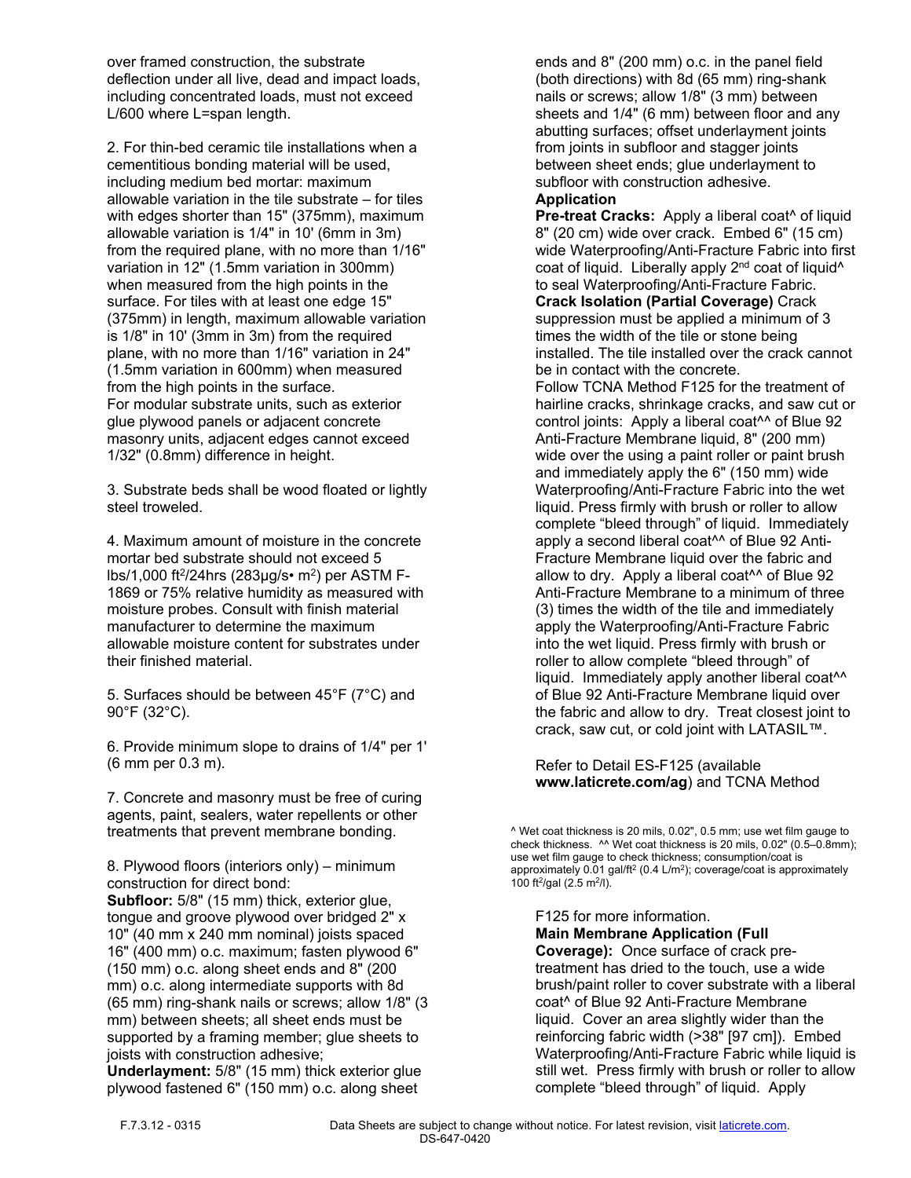over framed construction, the substrate deflection under all live, dead and impact loads, including concentrated loads, must not exceed L/600 where L=span length.

2. For thin-bed ceramic tile installations when a cementitious bonding material will be used, including medium bed mortar: maximum allowable variation in the tile substrate – for tiles with edges shorter than 15" (375mm), maximum allowable variation is 1/4" in 10' (6mm in 3m) from the required plane, with no more than 1/16" variation in 12" (1.5mm variation in 300mm) when measured from the high points in the surface. For tiles with at least one edge 15" (375mm) in length, maximum allowable variation is 1/8" in 10' (3mm in 3m) from the required plane, with no more than 1/16" variation in 24" (1.5mm variation in 600mm) when measured from the high points in the surface.
For modular substrate units, such as exterior glue plywood panels or adjacent concrete masonry units, adjacent edges cannot exceed 1/32" (0.8mm) difference in height.

3. Substrate beds shall be wood floated or lightly steel troweled.

4. Maximum amount of moisture in the concrete mortar bed substrate should not exceed 5 lbs/1,000 ft$^2$/24hrs (283µg/s• m$^2$) per ASTM F-1869 or 75% relative humidity as measured with moisture probes. Consult with finish material manufacturer to determine the maximum allowable moisture content for substrates under their finished material.

5. Surfaces should be between 45°F (7°C) and 90°F (32°C).

6. Provide minimum slope to drains of 1/4" per 1' (6 mm per 0.3 m).

7. Concrete and masonry must be free of curing agents, paint, sealers, water repellents or other treatments that prevent membrane bonding.

8. Plywood floors (interiors only) – minimum construction for direct bond:
**Subfloor:** 5/8" (15 mm) thick, exterior glue, tongue and groove plywood over bridged 2" x 10" (40 mm x 240 mm nominal) joists spaced 16" (400 mm) o.c. maximum; fasten plywood 6" (150 mm) o.c. along sheet ends and 8" (200 mm) o.c. along intermediate supports with 8d (65 mm) ring-shank nails or screws; allow 1/8" (3 mm) between sheets; all sheet ends must be supported by a framing member; glue sheets to joists with construction adhesive;
**Underlayment:** 5/8" (15 mm) thick exterior glue plywood fastened 6" (150 mm) o.c. along sheet ends and 8" (200 mm) o.c. in the panel field (both directions) with 8d (65 mm) ring-shank nails or screws; allow 1/8" (3 mm) between sheets and 1/4" (6 mm) between floor and any abutting surfaces; offset underlayment joints from joints in subfloor and stagger joints between sheet ends; glue underlayment to subfloor with construction adhesive.

**Application**

**Pre-treat Cracks:** Apply a liberal coat^ of liquid 8" (20 cm) wide over crack. Embed 6" (15 cm) wide Waterproofing/Anti-Fracture Fabric into first coat of liquid. Liberally apply 2nd coat of liquid^ to seal Waterproofing/Anti-Fracture Fabric.

**Crack Isolation (Partial Coverage)** Crack suppression must be applied a minimum of 3 times the width of the tile or stone being installed. The tile installed over the crack cannot be in contact with the concrete.
Follow TCNA Method F125 for the treatment of hairline cracks, shrinkage cracks, and saw cut or control joints: Apply a liberal coat^^ of Blue 92 Anti-Fracture Membrane liquid, 8" (200 mm) wide over the using a paint roller or paint brush and immediately apply the 6" (150 mm) wide Waterproofing/Anti-Fracture Fabric into the wet liquid. Press firmly with brush or roller to allow complete "bleed through" of liquid. Immediately apply a second liberal coat^^ of Blue 92 Anti-Fracture Membrane liquid over the fabric and allow to dry. Apply a liberal coat^^ of Blue 92 Anti-Fracture Membrane to a minimum of three (3) times the width of the tile and immediately apply the Waterproofing/Anti-Fracture Fabric into the wet liquid. Press firmly with brush or roller to allow complete "bleed through" of liquid. Immediately apply another liberal coat^^ of Blue 92 Anti-Fracture Membrane liquid over the fabric and allow to dry. Treat closest joint to crack, saw cut, or cold joint with LATASIL™.

Refer to Detail ES-F125 (available **www.laticrete.com/ag**) and TCNA Method F125 for more information.

**Main Membrane Application (Full Coverage):** Once surface of crack pre-treatment has dried to the touch, use a wide brush/paint roller to cover substrate with a liberal coat^ of Blue 92 Anti-Fracture Membrane liquid. Cover an area slightly wider than the reinforcing fabric width (>38" [97 cm]). Embed Waterproofing/Anti-Fracture Fabric while liquid is still wet. Press firmly with brush or roller to allow complete "bleed through" of liquid. Apply

^ Wet coat thickness is 20 mils, 0.02", 0.5 mm; use wet film gauge to check thickness. ^^ Wet coat thickness is 20 mils, 0.02", (0.5–0.8mm); use wet film gauge to check thickness; consumption/coat is approximately 0.01 gal/ft$^2$ (0.4 L/m$^2$); coverage/coat is approximately 100 ft$^2$/gal (2.5 m$^2$/l).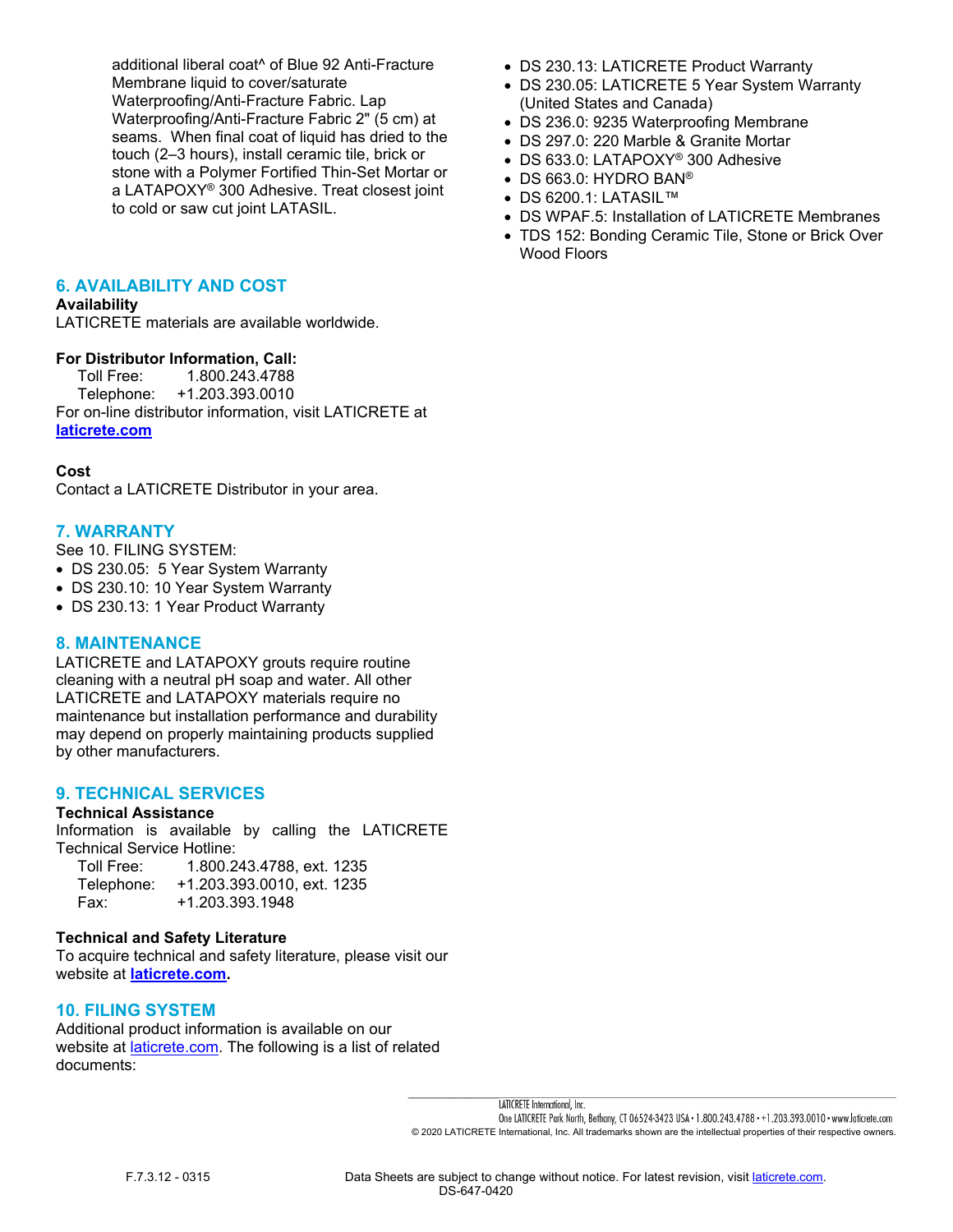additional liberal coat^ of Blue 92 Anti-Fracture Membrane liquid to cover/saturate Waterproofing/Anti-Fracture Fabric. Lap Waterproofing/Anti-Fracture Fabric 2" (5 cm) at seams. When final coat of liquid has dried to the touch (2–3 hours), install ceramic tile, brick or stone with a Polymer Fortified Thin-Set Mortar or a LATAPOXY® 300 Adhesive. Treat closest joint to cold or saw cut joint LATASIL.

## 6. AVAILABILITY AND COST

**Availability**

LATICRETE materials are available worldwide.

**For Distributor Information, Call:**

Toll Free: 1.800.243.4788
Telephone: +1.203.393.0010

For on-line distributor information, visit LATICRETE at **laticrete.com**

**Cost**

Contact a LATICRETE Distributor in your area.

## 7. WARRANTY

See 10. FILING SYSTEM:

- DS 230.05: 5 Year System Warranty
- DS 230.10: 10 Year System Warranty
- DS 230.13: 1 Year Product Warranty

## 8. MAINTENANCE

LATICRETE and LATAPOXY grouts require routine cleaning with a neutral pH soap and water. All other LATICRETE and LATAPOXY materials require no maintenance but installation performance and durability may depend on properly maintaining products supplied by other manufacturers.

## 9. TECHNICAL SERVICES

**Technical Assistance**

Information is available by calling the LATICRETE Technical Service Hotline:

Toll Free: 1.800.243.4788, ext. 1235
Telephone: +1.203.393.0010, ext. 1235
Fax: +1.203.393.1948

**Technical and Safety Literature**

To acquire technical and safety literature, please visit our website at **laticrete.com.**

## 10. FILING SYSTEM

Additional product information is available on our website at laticrete.com. The following is a list of related documents:

- DS 230.13: LATICRETE Product Warranty
- DS 230.05: LATICRETE 5 Year System Warranty (United States and Canada)
- DS 236.0: 9235 Waterproofing Membrane
- DS 297.0: 220 Marble & Granite Mortar
- DS 633.0: LATAPOXY® 300 Adhesive
- DS 663.0: HYDRO BAN®
- DS 6200.1: LATASIL™
- DS WPAF.5: Installation of LATICRETE Membranes
- TDS 152: Bonding Ceramic Tile, Stone or Brick Over Wood Floors

LATICRETE International, Inc.
One LATICRETE Park North, Bethany, CT 06524-3423 USA • 1.800.243.4788 • +1.203.393.0010 • www.laticrete.com
© 2020 LATICRETE International, Inc. All trademarks shown are the intellectual properties of their respective owners.

F.7.3.12 - 0315

Data Sheets are subject to change without notice. For latest revision, visit laticrete.com.
DS-647-0420